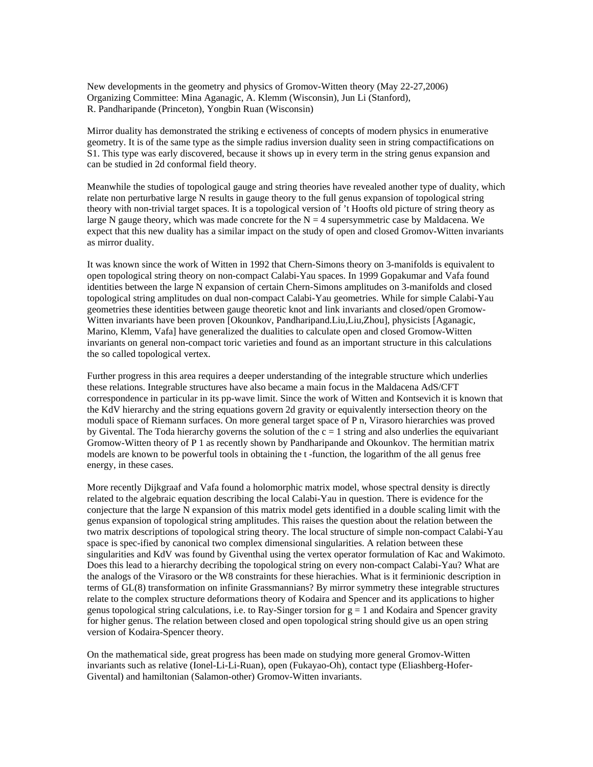New developments in the geometry and physics of Gromov-Witten theory (May 22-27,2006)
Organizing Committee: Mina Aganagic, A. Klemm (Wisconsin), Jun Li (Stanford),
R. Pandharipande (Princeton), Yongbin Ruan (Wisconsin)

Mirror duality has demonstrated the striking e ectiveness of concepts of modern physics in enumerative geometry. It is of the same type as the simple radius inversion duality seen in string compactifications on S1. This type was early discovered, because it shows up in every term in the string genus expansion and can be studied in 2d conformal field theory.

Meanwhile the studies of topological gauge and string theories have revealed another type of duality, which relate non perturbative large N results in gauge theory to the full genus expansion of topological string theory with non-trivial target spaces. It is a topological version of 't Hoofts old picture of string theory as large N gauge theory, which was made concrete for the $N = 4$ supersymmetric case by Maldacena. We expect that this new duality has a similar impact on the study of open and closed Gromov-Witten invariants as mirror duality.

It was known since the work of Witten in 1992 that Chern-Simons theory on 3-manifolds is equivalent to open topological string theory on non-compact Calabi-Yau spaces. In 1999 Gopakumar and Vafa found identities between the large N expansion of certain Chern-Simons amplitudes on 3-manifolds and closed topological string amplitudes on dual non-compact Calabi-Yau geometries. While for simple Calabi-Yau geometries these identities between gauge theoretic knot and link invariants and closed/open Gromow-Witten invariants have been proven [Okounkov, Pandharipand.Liu,Liu,Zhou], physicists [Aganagic, Marino, Klemm, Vafa] have generalized the dualities to calculate open and closed Gromow-Witten invariants on general non-compact toric varieties and found as an important structure in this calculations the so called topological vertex.

Further progress in this area requires a deeper understanding of the integrable structure which underlies these relations. Integrable structures have also became a main focus in the Maldacena AdS/CFT correspondence in particular in its pp-wave limit. Since the work of Witten and Kontsevich it is known that the KdV hierarchy and the string equations govern 2d gravity or equivalently intersection theory on the moduli space of Riemann surfaces. On more general target space of P n, Virasoro hierarchies was proved by Givental. The Toda hierarchy governs the solution of the $c = 1$ string and also underlies the equivariant Gromow-Witten theory of P 1 as recently shown by Pandharipande and Okounkov. The hermitian matrix models are known to be powerful tools in obtaining the t -function, the logarithm of the all genus free energy, in these cases.

More recently Dijkgraaf and Vafa found a holomorphic matrix model, whose spectral density is directly related to the algebraic equation describing the local Calabi-Yau in question. There is evidence for the conjecture that the large N expansion of this matrix model gets identified in a double scaling limit with the genus expansion of topological string amplitudes. This raises the question about the relation between the two matrix descriptions of topological string theory. The local structure of simple non-compact Calabi-Yau space is spec-ified by canonical two complex dimensional singularities. A relation between these singularities and KdV was found by Giventhal using the vertex operator formulation of Kac and Wakimoto. Does this lead to a hierarchy decribing the topological string on every non-compact Calabi-Yau? What are the analogs of the Virasoro or the W8 constraints for these hierachies. What is it ferminionic description in terms of GL(8) transformation on infinite Grassmannians? By mirror symmetry these integrable structures relate to the complex structure deformations theory of Kodaira and Spencer and its applications to higher genus topological string calculations, i.e. to Ray-Singer torsion for $g = 1$ and Kodaira and Spencer gravity for higher genus. The relation between closed and open topological string should give us an open string version of Kodaira-Spencer theory.

On the mathematical side, great progress has been made on studying more general Gromov-Witten invariants such as relative (Ionel-Li-Li-Ruan), open (Fukayao-Oh), contact type (Eliashberg-Hofer-Givental) and hamiltonian (Salamon-other) Gromov-Witten invariants.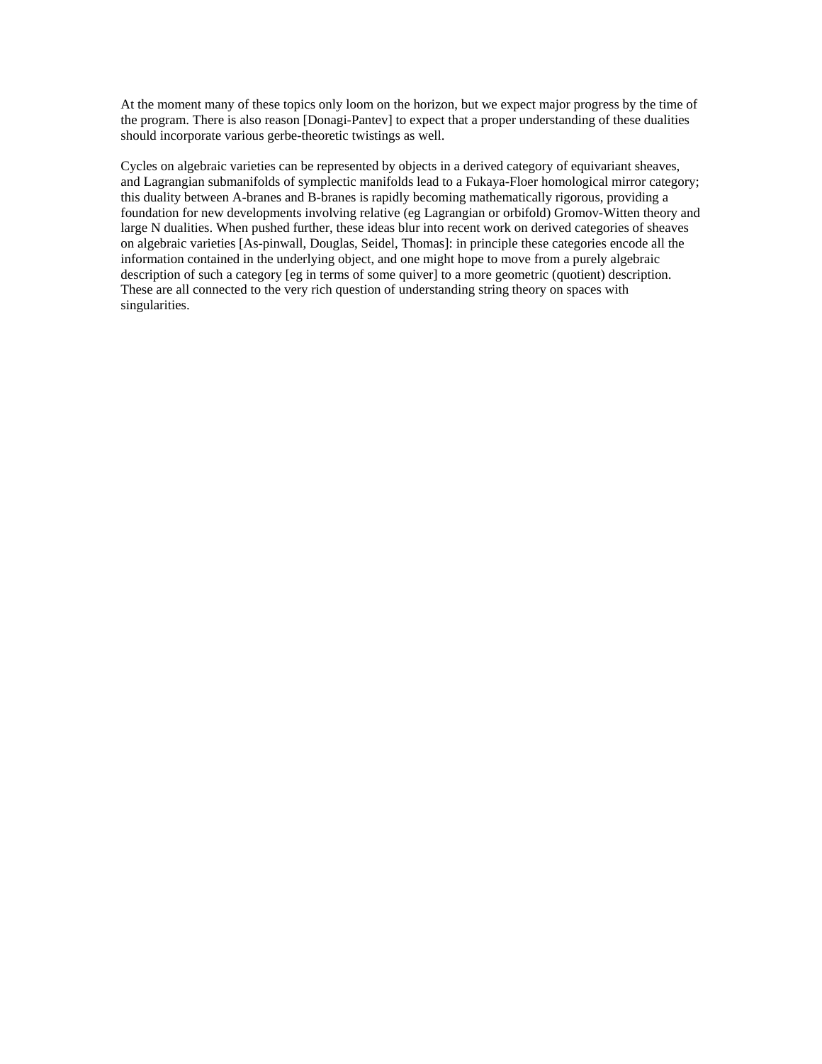At the moment many of these topics only loom on the horizon, but we expect major progress by the time of the program. There is also reason [Donagi-Pantev] to expect that a proper understanding of these dualities should incorporate various gerbe-theoretic twistings as well.

Cycles on algebraic varieties can be represented by objects in a derived category of equivariant sheaves, and Lagrangian submanifolds of symplectic manifolds lead to a Fukaya-Floer homological mirror category; this duality between A-branes and B-branes is rapidly becoming mathematically rigorous, providing a foundation for new developments involving relative (eg Lagrangian or orbifold) Gromov-Witten theory and large N dualities. When pushed further, these ideas blur into recent work on derived categories of sheaves on algebraic varieties [As-pinwall, Douglas, Seidel, Thomas]: in principle these categories encode all the information contained in the underlying object, and one might hope to move from a purely algebraic description of such a category [eg in terms of some quiver] to a more geometric (quotient) description. These are all connected to the very rich question of understanding string theory on spaces with singularities.